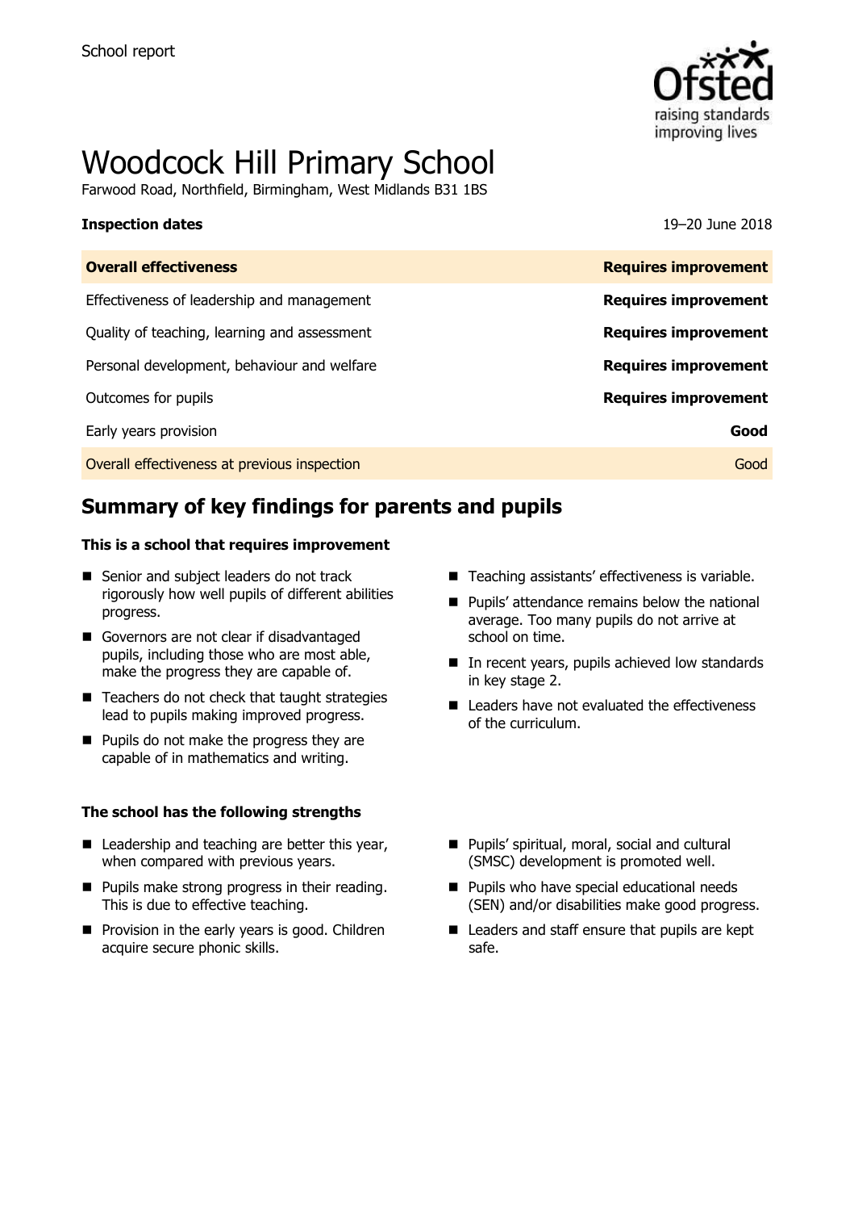School report

# Woodcock Hill Primary School

Farwood Road, Northfield, Birmingham, West Midlands B31 1BS

**Inspection dates** 19–20 June 2018

| **Overall effectiveness** | **Requires improvement** |
|---|---|
| Effectiveness of leadership and management | **Requires improvement** |
| Quality of teaching, learning and assessment | **Requires improvement** |
| Personal development, behaviour and welfare | **Requires improvement** |
| Outcomes for pupils | **Requires improvement** |
| Early years provision | **Good** |
| Overall effectiveness at previous inspection | Good |

## Summary of key findings for parents and pupils

**This is a school that requires improvement**

- Senior and subject leaders do not track rigorously how well pupils of different abilities progress.
- Governors are not clear if disadvantaged pupils, including those who are most able, make the progress they are capable of.
- Teachers do not check that taught strategies lead to pupils making improved progress.
- Pupils do not make the progress they are capable of in mathematics and writing.
- Teaching assistants' effectiveness is variable.
- Pupils' attendance remains below the national average. Too many pupils do not arrive at school on time.
- In recent years, pupils achieved low standards in key stage 2.
- Leaders have not evaluated the effectiveness of the curriculum.

**The school has the following strengths**

- Leadership and teaching are better this year, when compared with previous years.
- Pupils make strong progress in their reading. This is due to effective teaching.
- Provision in the early years is good. Children acquire secure phonic skills.
- Pupils' spiritual, moral, social and cultural (SMSC) development is promoted well.
- Pupils who have special educational needs (SEN) and/or disabilities make good progress.
- Leaders and staff ensure that pupils are kept safe.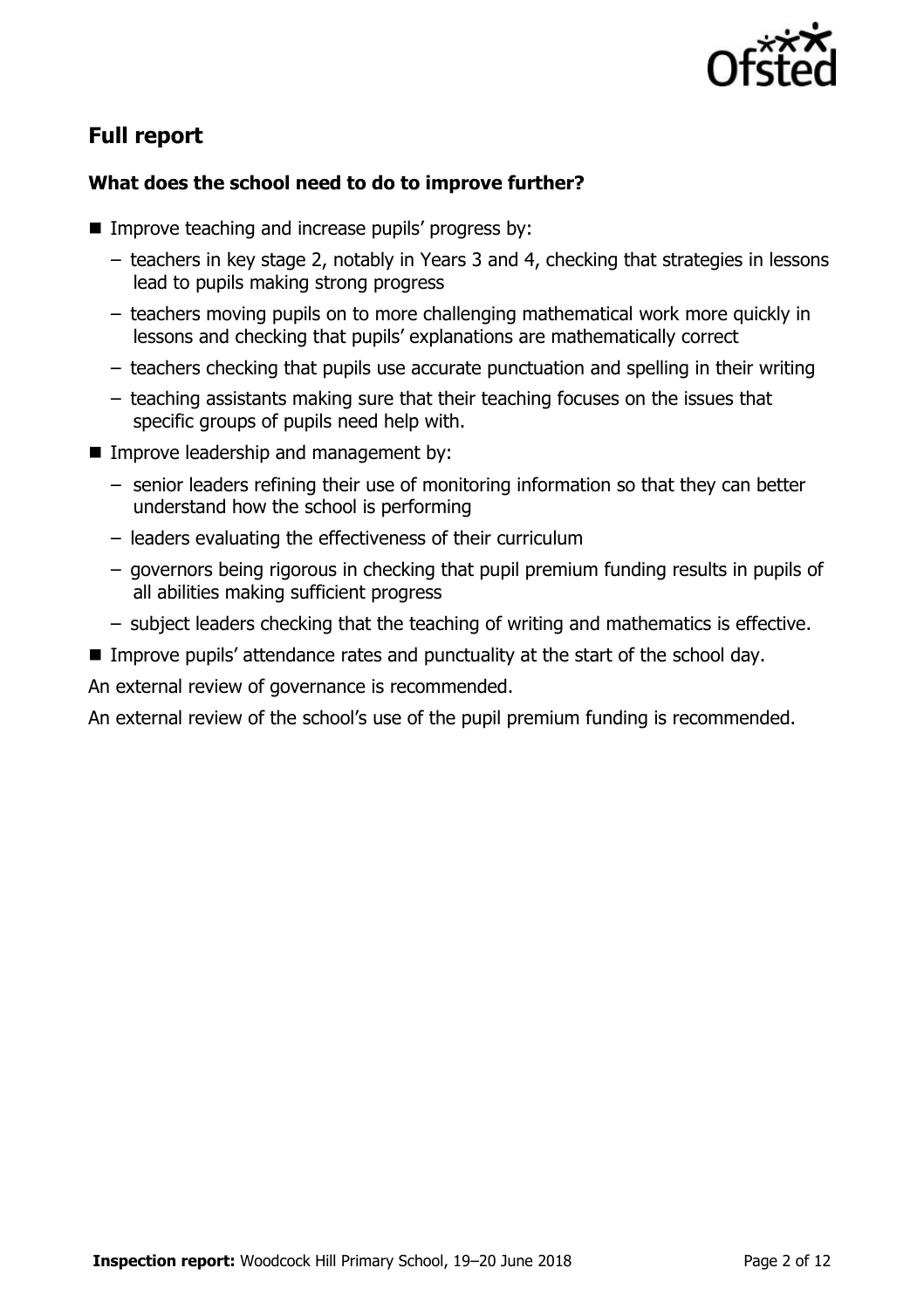## Full report

### What does the school need to do to improve further?

- Improve teaching and increase pupils' progress by:
  - teachers in key stage 2, notably in Years 3 and 4, checking that strategies in lessons lead to pupils making strong progress
  - teachers moving pupils on to more challenging mathematical work more quickly in lessons and checking that pupils' explanations are mathematically correct
  - teachers checking that pupils use accurate punctuation and spelling in their writing
  - teaching assistants making sure that their teaching focuses on the issues that specific groups of pupils need help with.
- Improve leadership and management by:
  - senior leaders refining their use of monitoring information so that they can better understand how the school is performing
  - leaders evaluating the effectiveness of their curriculum
  - governors being rigorous in checking that pupil premium funding results in pupils of all abilities making sufficient progress
  - subject leaders checking that the teaching of writing and mathematics is effective.
- Improve pupils' attendance rates and punctuality at the start of the school day.

An external review of governance is recommended.

An external review of the school's use of the pupil premium funding is recommended.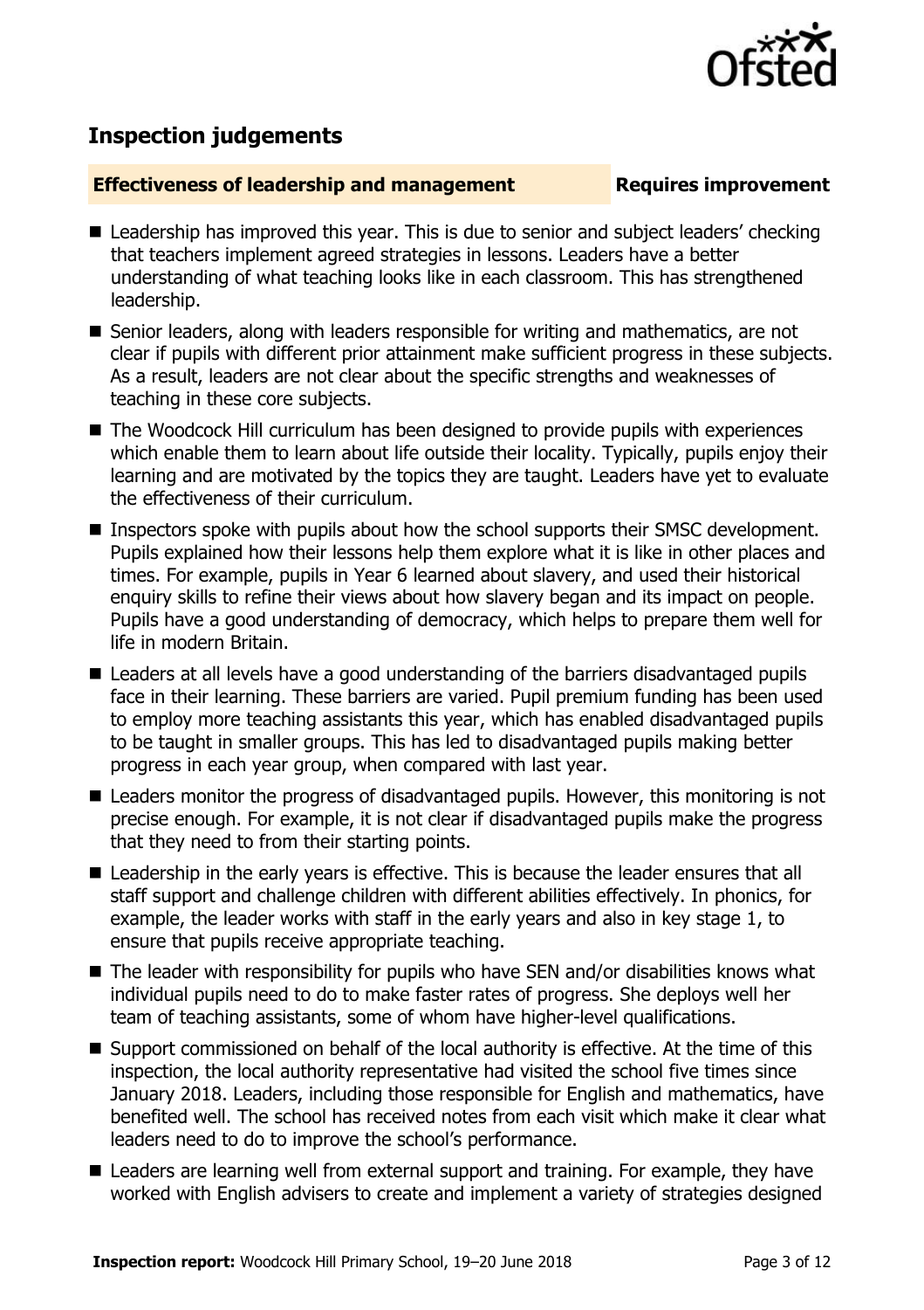## Inspection judgements

**Effectiveness of leadership and management** **Requires improvement**

- Leadership has improved this year. This is due to senior and subject leaders' checking that teachers implement agreed strategies in lessons. Leaders have a better understanding of what teaching looks like in each classroom. This has strengthened leadership.
- Senior leaders, along with leaders responsible for writing and mathematics, are not clear if pupils with different prior attainment make sufficient progress in these subjects. As a result, leaders are not clear about the specific strengths and weaknesses of teaching in these core subjects.
- The Woodcock Hill curriculum has been designed to provide pupils with experiences which enable them to learn about life outside their locality. Typically, pupils enjoy their learning and are motivated by the topics they are taught. Leaders have yet to evaluate the effectiveness of their curriculum.
- Inspectors spoke with pupils about how the school supports their SMSC development. Pupils explained how their lessons help them explore what it is like in other places and times. For example, pupils in Year 6 learned about slavery, and used their historical enquiry skills to refine their views about how slavery began and its impact on people. Pupils have a good understanding of democracy, which helps to prepare them well for life in modern Britain.
- Leaders at all levels have a good understanding of the barriers disadvantaged pupils face in their learning. These barriers are varied. Pupil premium funding has been used to employ more teaching assistants this year, which has enabled disadvantaged pupils to be taught in smaller groups. This has led to disadvantaged pupils making better progress in each year group, when compared with last year.
- Leaders monitor the progress of disadvantaged pupils. However, this monitoring is not precise enough. For example, it is not clear if disadvantaged pupils make the progress that they need to from their starting points.
- Leadership in the early years is effective. This is because the leader ensures that all staff support and challenge children with different abilities effectively. In phonics, for example, the leader works with staff in the early years and also in key stage 1, to ensure that pupils receive appropriate teaching.
- The leader with responsibility for pupils who have SEN and/or disabilities knows what individual pupils need to do to make faster rates of progress. She deploys well her team of teaching assistants, some of whom have higher-level qualifications.
- Support commissioned on behalf of the local authority is effective. At the time of this inspection, the local authority representative had visited the school five times since January 2018. Leaders, including those responsible for English and mathematics, have benefited well. The school has received notes from each visit which make it clear what leaders need to do to improve the school's performance.
- Leaders are learning well from external support and training. For example, they have worked with English advisers to create and implement a variety of strategies designed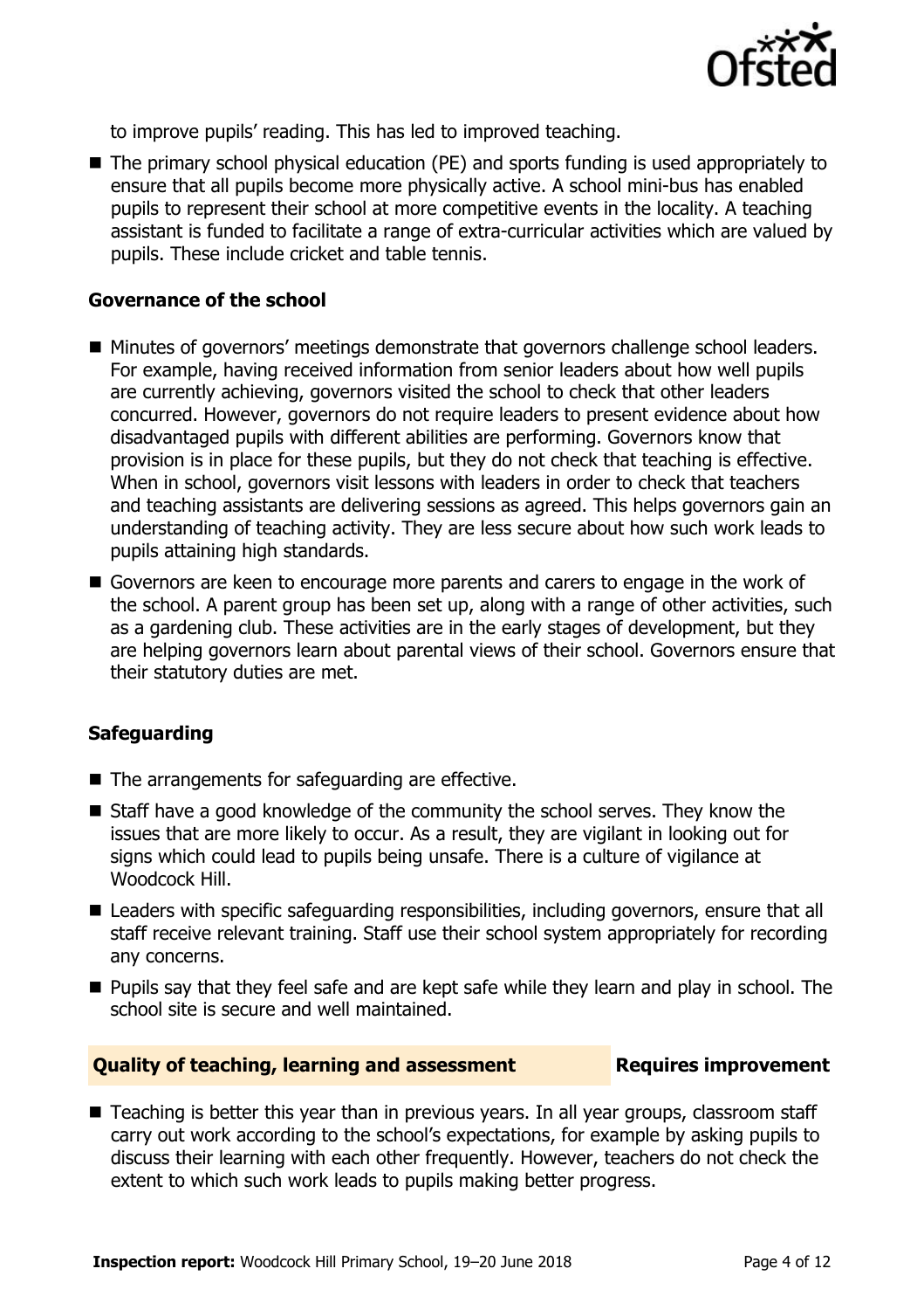to improve pupils' reading. This has led to improved teaching.

- The primary school physical education (PE) and sports funding is used appropriately to ensure that all pupils become more physically active. A school mini-bus has enabled pupils to represent their school at more competitive events in the locality. A teaching assistant is funded to facilitate a range of extra-curricular activities which are valued by pupils. These include cricket and table tennis.

### Governance of the school

- Minutes of governors' meetings demonstrate that governors challenge school leaders. For example, having received information from senior leaders about how well pupils are currently achieving, governors visited the school to check that other leaders concurred. However, governors do not require leaders to present evidence about how disadvantaged pupils with different abilities are performing. Governors know that provision is in place for these pupils, but they do not check that teaching is effective. When in school, governors visit lessons with leaders in order to check that teachers and teaching assistants are delivering sessions as agreed. This helps governors gain an understanding of teaching activity. They are less secure about how such work leads to pupils attaining high standards.
- Governors are keen to encourage more parents and carers to engage in the work of the school. A parent group has been set up, along with a range of other activities, such as a gardening club. These activities are in the early stages of development, but they are helping governors learn about parental views of their school. Governors ensure that their statutory duties are met.

### Safeguarding

- The arrangements for safeguarding are effective.
- Staff have a good knowledge of the community the school serves. They know the issues that are more likely to occur. As a result, they are vigilant in looking out for signs which could lead to pupils being unsafe. There is a culture of vigilance at Woodcock Hill.
- Leaders with specific safeguarding responsibilities, including governors, ensure that all staff receive relevant training. Staff use their school system appropriately for recording any concerns.
- Pupils say that they feel safe and are kept safe while they learn and play in school. The school site is secure and well maintained.

## Quality of teaching, learning and assessment — Requires improvement

- Teaching is better this year than in previous years. In all year groups, classroom staff carry out work according to the school's expectations, for example by asking pupils to discuss their learning with each other frequently. However, teachers do not check the extent to which such work leads to pupils making better progress.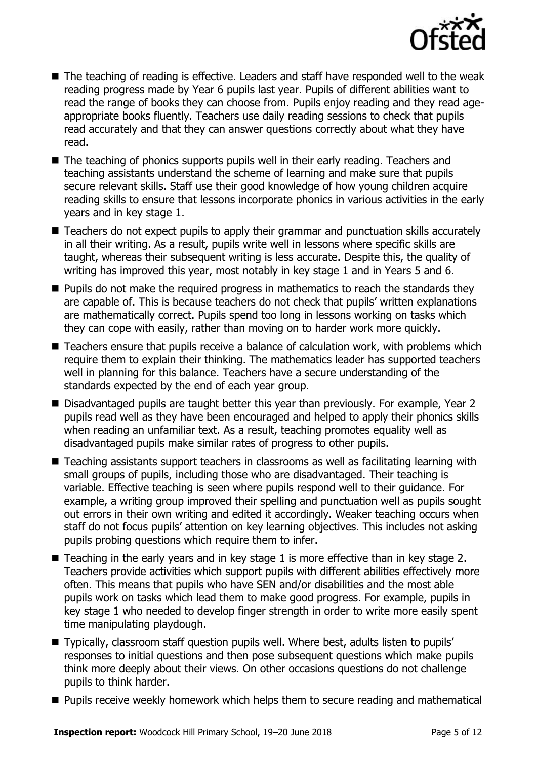- The teaching of reading is effective. Leaders and staff have responded well to the weak reading progress made by Year 6 pupils last year. Pupils of different abilities want to read the range of books they can choose from. Pupils enjoy reading and they read age-appropriate books fluently. Teachers use daily reading sessions to check that pupils read accurately and that they can answer questions correctly about what they have read.
- The teaching of phonics supports pupils well in their early reading. Teachers and teaching assistants understand the scheme of learning and make sure that pupils secure relevant skills. Staff use their good knowledge of how young children acquire reading skills to ensure that lessons incorporate phonics in various activities in the early years and in key stage 1.
- Teachers do not expect pupils to apply their grammar and punctuation skills accurately in all their writing. As a result, pupils write well in lessons where specific skills are taught, whereas their subsequent writing is less accurate. Despite this, the quality of writing has improved this year, most notably in key stage 1 and in Years 5 and 6.
- Pupils do not make the required progress in mathematics to reach the standards they are capable of. This is because teachers do not check that pupils' written explanations are mathematically correct. Pupils spend too long in lessons working on tasks which they can cope with easily, rather than moving on to harder work more quickly.
- Teachers ensure that pupils receive a balance of calculation work, with problems which require them to explain their thinking. The mathematics leader has supported teachers well in planning for this balance. Teachers have a secure understanding of the standards expected by the end of each year group.
- Disadvantaged pupils are taught better this year than previously. For example, Year 2 pupils read well as they have been encouraged and helped to apply their phonics skills when reading an unfamiliar text. As a result, teaching promotes equality well as disadvantaged pupils make similar rates of progress to other pupils.
- Teaching assistants support teachers in classrooms as well as facilitating learning with small groups of pupils, including those who are disadvantaged. Their teaching is variable. Effective teaching is seen where pupils respond well to their guidance. For example, a writing group improved their spelling and punctuation well as pupils sought out errors in their own writing and edited it accordingly. Weaker teaching occurs when staff do not focus pupils' attention on key learning objectives. This includes not asking pupils probing questions which require them to infer.
- Teaching in the early years and in key stage 1 is more effective than in key stage 2. Teachers provide activities which support pupils with different abilities effectively more often. This means that pupils who have SEN and/or disabilities and the most able pupils work on tasks which lead them to make good progress. For example, pupils in key stage 1 who needed to develop finger strength in order to write more easily spent time manipulating playdough.
- Typically, classroom staff question pupils well. Where best, adults listen to pupils' responses to initial questions and then pose subsequent questions which make pupils think more deeply about their views. On other occasions questions do not challenge pupils to think harder.
- Pupils receive weekly homework which helps them to secure reading and mathematical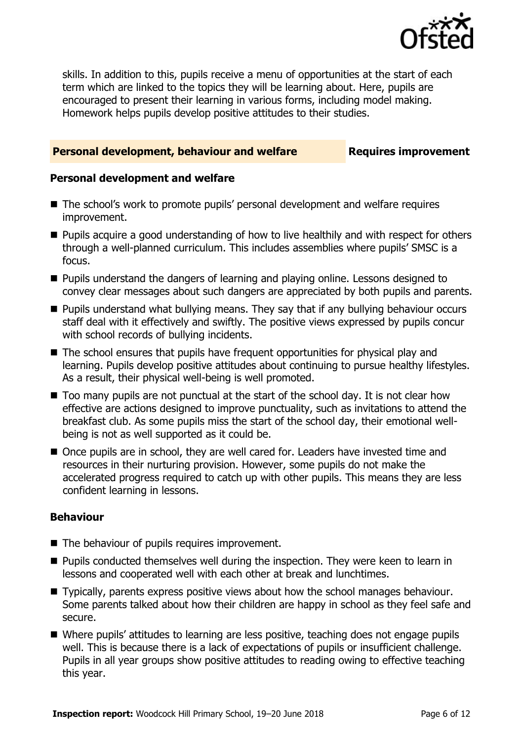skills. In addition to this, pupils receive a menu of opportunities at the start of each term which are linked to the topics they will be learning about. Here, pupils are encouraged to present their learning in various forms, including model making. Homework helps pupils develop positive attitudes to their studies.

## Personal development, behaviour and welfare — Requires improvement

### Personal development and welfare

- The school's work to promote pupils' personal development and welfare requires improvement.
- Pupils acquire a good understanding of how to live healthily and with respect for others through a well-planned curriculum. This includes assemblies where pupils' SMSC is a focus.
- Pupils understand the dangers of learning and playing online. Lessons designed to convey clear messages about such dangers are appreciated by both pupils and parents.
- Pupils understand what bullying means. They say that if any bullying behaviour occurs staff deal with it effectively and swiftly. The positive views expressed by pupils concur with school records of bullying incidents.
- The school ensures that pupils have frequent opportunities for physical play and learning. Pupils develop positive attitudes about continuing to pursue healthy lifestyles. As a result, their physical well-being is well promoted.
- Too many pupils are not punctual at the start of the school day. It is not clear how effective are actions designed to improve punctuality, such as invitations to attend the breakfast club. As some pupils miss the start of the school day, their emotional well-being is not as well supported as it could be.
- Once pupils are in school, they are well cared for. Leaders have invested time and resources in their nurturing provision. However, some pupils do not make the accelerated progress required to catch up with other pupils. This means they are less confident learning in lessons.

### Behaviour

- The behaviour of pupils requires improvement.
- Pupils conducted themselves well during the inspection. They were keen to learn in lessons and cooperated well with each other at break and lunchtimes.
- Typically, parents express positive views about how the school manages behaviour. Some parents talked about how their children are happy in school as they feel safe and secure.
- Where pupils' attitudes to learning are less positive, teaching does not engage pupils well. This is because there is a lack of expectations of pupils or insufficient challenge. Pupils in all year groups show positive attitudes to reading owing to effective teaching this year.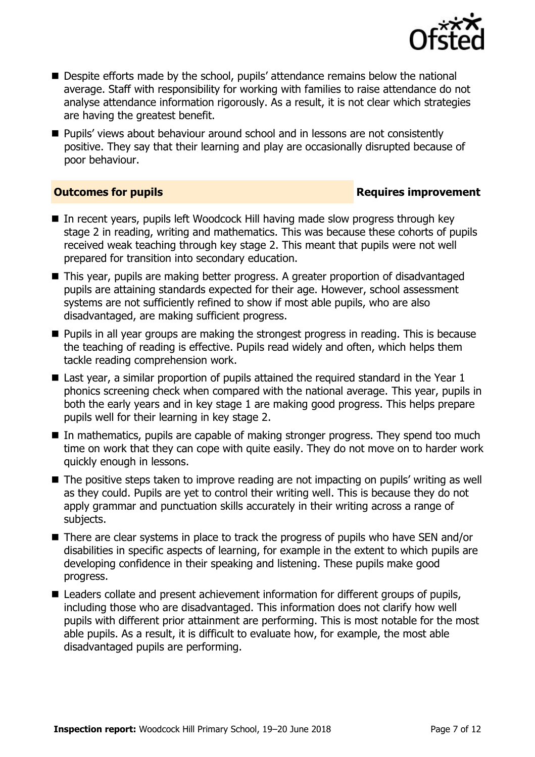- Despite efforts made by the school, pupils' attendance remains below the national average. Staff with responsibility for working with families to raise attendance do not analyse attendance information rigorously. As a result, it is not clear which strategies are having the greatest benefit.
- Pupils' views about behaviour around school and in lessons are not consistently positive. They say that their learning and play are occasionally disrupted because of poor behaviour.

## Outcomes for pupils — Requires improvement

- In recent years, pupils left Woodcock Hill having made slow progress through key stage 2 in reading, writing and mathematics. This was because these cohorts of pupils received weak teaching through key stage 2. This meant that pupils were not well prepared for transition into secondary education.
- This year, pupils are making better progress. A greater proportion of disadvantaged pupils are attaining standards expected for their age. However, school assessment systems are not sufficiently refined to show if most able pupils, who are also disadvantaged, are making sufficient progress.
- Pupils in all year groups are making the strongest progress in reading. This is because the teaching of reading is effective. Pupils read widely and often, which helps them tackle reading comprehension work.
- Last year, a similar proportion of pupils attained the required standard in the Year 1 phonics screening check when compared with the national average. This year, pupils in both the early years and in key stage 1 are making good progress. This helps prepare pupils well for their learning in key stage 2.
- In mathematics, pupils are capable of making stronger progress. They spend too much time on work that they can cope with quite easily. They do not move on to harder work quickly enough in lessons.
- The positive steps taken to improve reading are not impacting on pupils' writing as well as they could. Pupils are yet to control their writing well. This is because they do not apply grammar and punctuation skills accurately in their writing across a range of subjects.
- There are clear systems in place to track the progress of pupils who have SEN and/or disabilities in specific aspects of learning, for example in the extent to which pupils are developing confidence in their speaking and listening. These pupils make good progress.
- Leaders collate and present achievement information for different groups of pupils, including those who are disadvantaged. This information does not clarify how well pupils with different prior attainment are performing. This is most notable for the most able pupils. As a result, it is difficult to evaluate how, for example, the most able disadvantaged pupils are performing.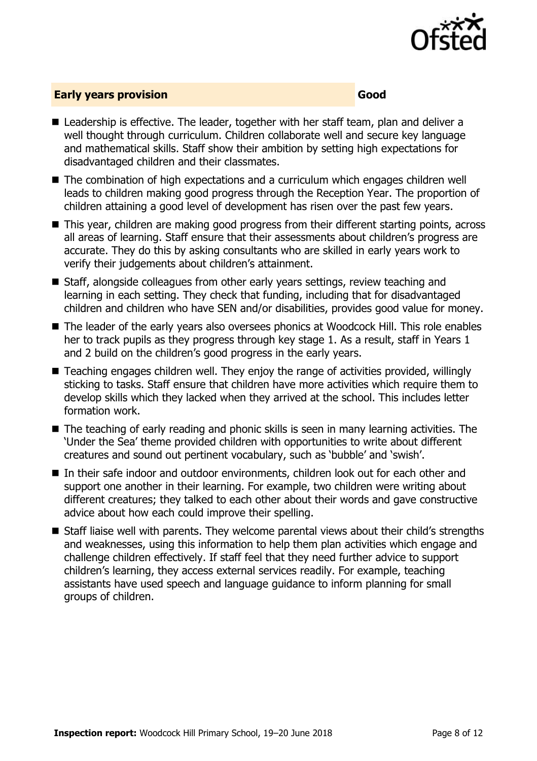## Early years provision — Good

- Leadership is effective. The leader, together with her staff team, plan and deliver a well thought through curriculum. Children collaborate well and secure key language and mathematical skills. Staff show their ambition by setting high expectations for disadvantaged children and their classmates.
- The combination of high expectations and a curriculum which engages children well leads to children making good progress through the Reception Year. The proportion of children attaining a good level of development has risen over the past few years.
- This year, children are making good progress from their different starting points, across all areas of learning. Staff ensure that their assessments about children's progress are accurate. They do this by asking consultants who are skilled in early years work to verify their judgements about children's attainment.
- Staff, alongside colleagues from other early years settings, review teaching and learning in each setting. They check that funding, including that for disadvantaged children and children who have SEN and/or disabilities, provides good value for money.
- The leader of the early years also oversees phonics at Woodcock Hill. This role enables her to track pupils as they progress through key stage 1. As a result, staff in Years 1 and 2 build on the children's good progress in the early years.
- Teaching engages children well. They enjoy the range of activities provided, willingly sticking to tasks. Staff ensure that children have more activities which require them to develop skills which they lacked when they arrived at the school. This includes letter formation work.
- The teaching of early reading and phonic skills is seen in many learning activities. The 'Under the Sea' theme provided children with opportunities to write about different creatures and sound out pertinent vocabulary, such as 'bubble' and 'swish'.
- In their safe indoor and outdoor environments, children look out for each other and support one another in their learning. For example, two children were writing about different creatures; they talked to each other about their words and gave constructive advice about how each could improve their spelling.
- Staff liaise well with parents. They welcome parental views about their child's strengths and weaknesses, using this information to help them plan activities which engage and challenge children effectively. If staff feel that they need further advice to support children's learning, they access external services readily. For example, teaching assistants have used speech and language guidance to inform planning for small groups of children.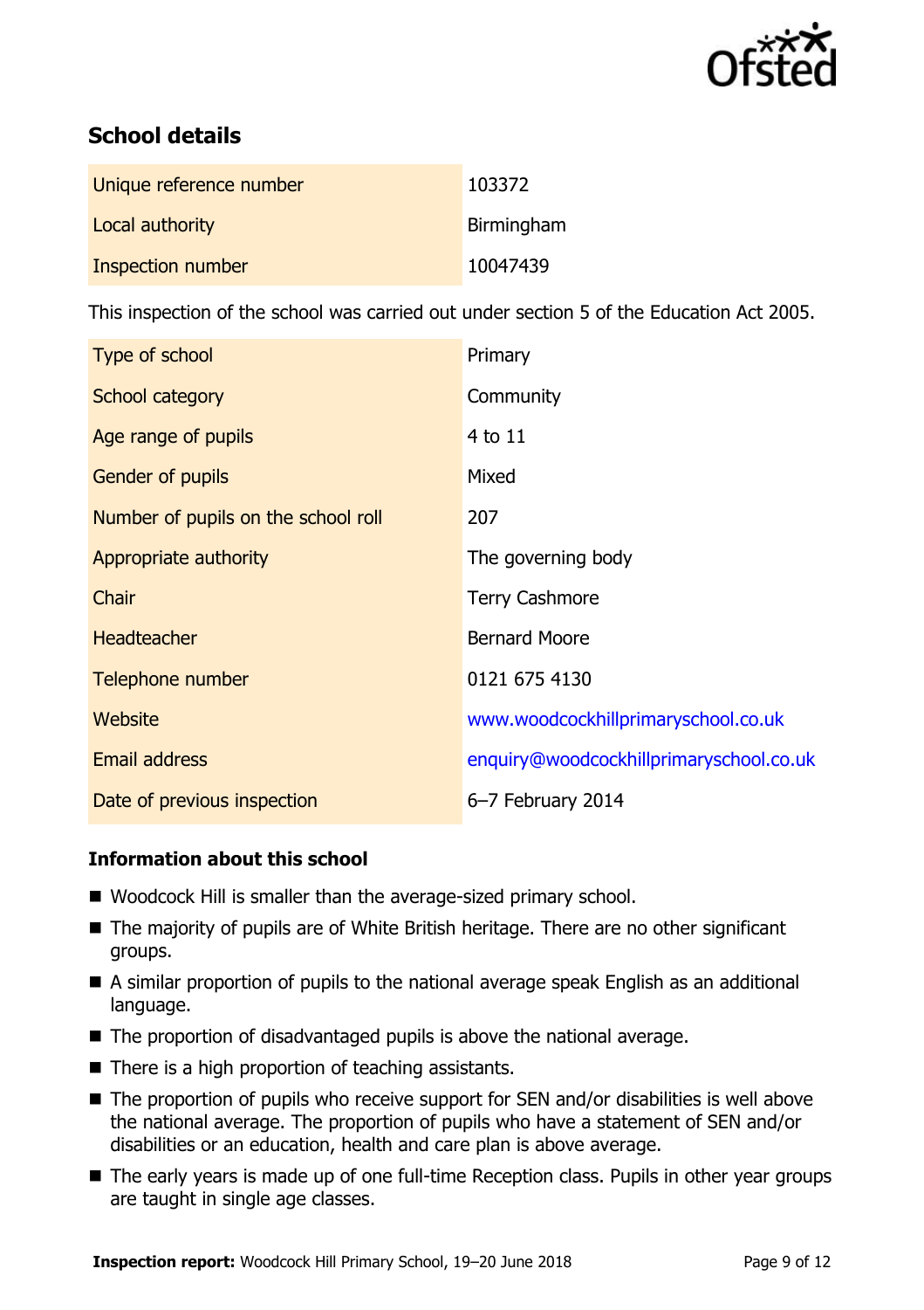## School details

| | |
|---|---|
| Unique reference number | 103372 |
| Local authority | Birmingham |
| Inspection number | 10047439 |

This inspection of the school was carried out under section 5 of the Education Act 2005.

| | |
|---|---|
| Type of school | Primary |
| School category | Community |
| Age range of pupils | 4 to 11 |
| Gender of pupils | Mixed |
| Number of pupils on the school roll | 207 |
| Appropriate authority | The governing body |
| Chair | Terry Cashmore |
| Headteacher | Bernard Moore |
| Telephone number | 0121 675 4130 |
| Website | www.woodcockhillprimaryschool.co.uk |
| Email address | enquiry@woodcockhillprimaryschool.co.uk |
| Date of previous inspection | 6–7 February 2014 |

### Information about this school

- Woodcock Hill is smaller than the average-sized primary school.
- The majority of pupils are of White British heritage. There are no other significant groups.
- A similar proportion of pupils to the national average speak English as an additional language.
- The proportion of disadvantaged pupils is above the national average.
- There is a high proportion of teaching assistants.
- The proportion of pupils who receive support for SEN and/or disabilities is well above the national average. The proportion of pupils who have a statement of SEN and/or disabilities or an education, health and care plan is above average.
- The early years is made up of one full-time Reception class. Pupils in other year groups are taught in single age classes.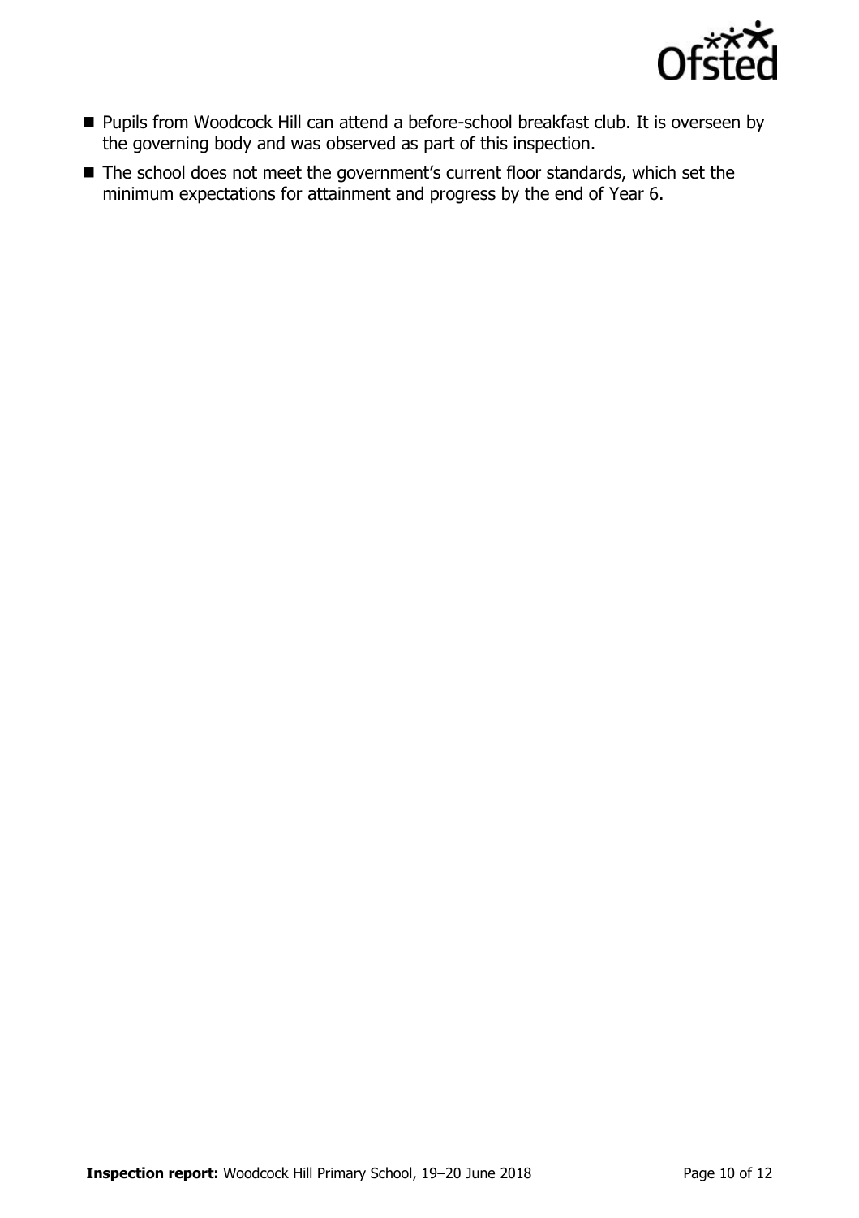- Pupils from Woodcock Hill can attend a before-school breakfast club. It is overseen by the governing body and was observed as part of this inspection.
- The school does not meet the government's current floor standards, which set the minimum expectations for attainment and progress by the end of Year 6.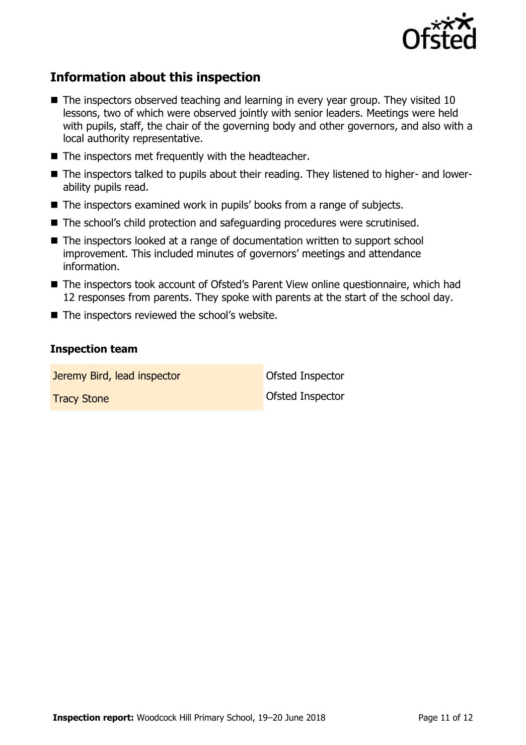## Information about this inspection

- The inspectors observed teaching and learning in every year group. They visited 10 lessons, two of which were observed jointly with senior leaders. Meetings were held with pupils, staff, the chair of the governing body and other governors, and also with a local authority representative.
- The inspectors met frequently with the headteacher.
- The inspectors talked to pupils about their reading. They listened to higher- and lower-ability pupils read.
- The inspectors examined work in pupils' books from a range of subjects.
- The school's child protection and safeguarding procedures were scrutinised.
- The inspectors looked at a range of documentation written to support school improvement. This included minutes of governors' meetings and attendance information.
- The inspectors took account of Ofsted's Parent View online questionnaire, which had 12 responses from parents. They spoke with parents at the start of the school day.
- The inspectors reviewed the school's website.

### Inspection team

| | |
|---|---|
| Jeremy Bird, lead inspector | Ofsted Inspector |
| Tracy Stone | Ofsted Inspector |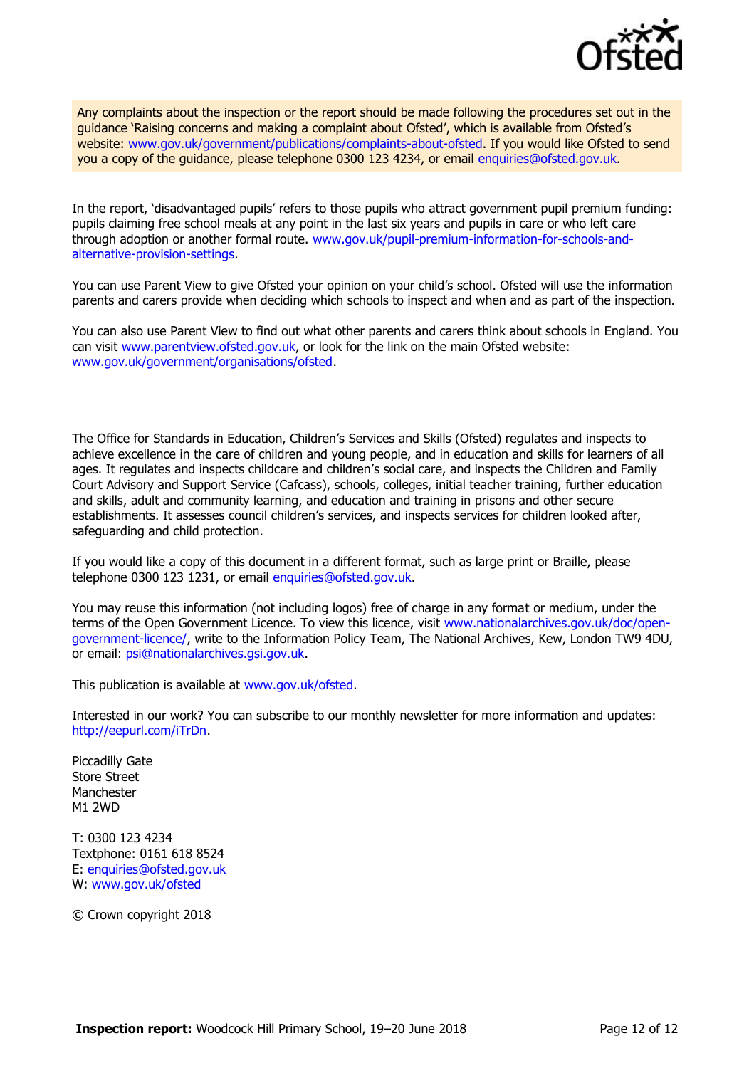Any complaints about the inspection or the report should be made following the procedures set out in the guidance 'Raising concerns and making a complaint about Ofsted', which is available from Ofsted's website: www.gov.uk/government/publications/complaints-about-ofsted. If you would like Ofsted to send you a copy of the guidance, please telephone 0300 123 4234, or email enquiries@ofsted.gov.uk.

In the report, 'disadvantaged pupils' refers to those pupils who attract government pupil premium funding: pupils claiming free school meals at any point in the last six years and pupils in care or who left care through adoption or another formal route. www.gov.uk/pupil-premium-information-for-schools-and-alternative-provision-settings.

You can use Parent View to give Ofsted your opinion on your child's school. Ofsted will use the information parents and carers provide when deciding which schools to inspect and when and as part of the inspection.

You can also use Parent View to find out what other parents and carers think about schools in England. You can visit www.parentview.ofsted.gov.uk, or look for the link on the main Ofsted website: www.gov.uk/government/organisations/ofsted.

The Office for Standards in Education, Children's Services and Skills (Ofsted) regulates and inspects to achieve excellence in the care of children and young people, and in education and skills for learners of all ages. It regulates and inspects childcare and children's social care, and inspects the Children and Family Court Advisory and Support Service (Cafcass), schools, colleges, initial teacher training, further education and skills, adult and community learning, and education and training in prisons and other secure establishments. It assesses council children's services, and inspects services for children looked after, safeguarding and child protection.

If you would like a copy of this document in a different format, such as large print or Braille, please telephone 0300 123 1231, or email enquiries@ofsted.gov.uk.

You may reuse this information (not including logos) free of charge in any format or medium, under the terms of the Open Government Licence. To view this licence, visit www.nationalarchives.gov.uk/doc/open-government-licence/, write to the Information Policy Team, The National Archives, Kew, London TW9 4DU, or email: psi@nationalarchives.gsi.gov.uk.

This publication is available at www.gov.uk/ofsted.

Interested in our work? You can subscribe to our monthly newsletter for more information and updates: http://eepurl.com/iTrDn.

Piccadilly Gate
Store Street
Manchester
M1 2WD

T: 0300 123 4234
Textphone: 0161 618 8524
E: enquiries@ofsted.gov.uk
W: www.gov.uk/ofsted

© Crown copyright 2018